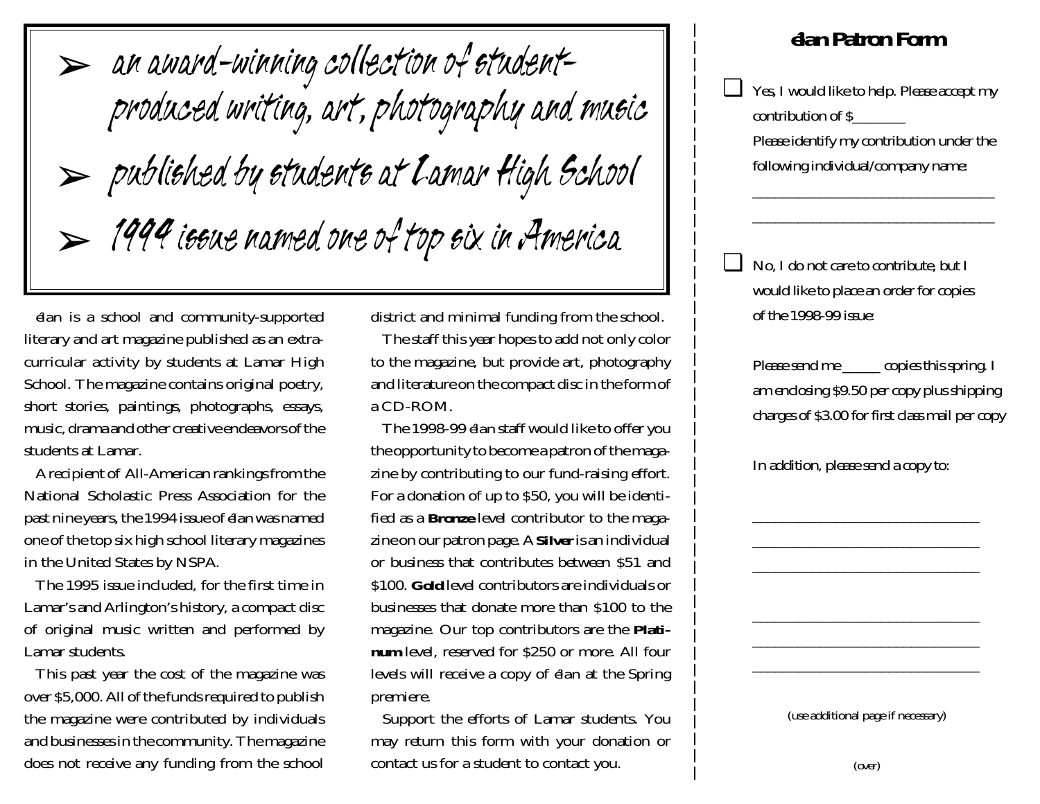- an award-winning collection of student-produced writing, art, photography and music
- published by students at Lamar High School
- 1994 issue named one of top six in America

élan is a school and community-supported literary and art magazine published as an extra-curricular activity by students at Lamar High School. The magazine contains original poetry, short stories, paintings, photographs, essays, music, drama and other creative endeavors of the students at Lamar.

A recipient of All-American rankings from the National Scholastic Press Association for the past nine years, the 1994 issue of élan was named one of the top six high school literary magazines in the United States by NSPA.

The 1995 issue included, for the first time in Lamar's and Arlington's history, a compact disc of original music written and performed by Lamar students.

This past year the cost of the magazine was over $5,000. All of the funds required to publish the magazine were contributed by individuals and businesses in the community. The magazine does not receive any funding from the school district and minimal funding from the school.

The staff this year hopes to add not only color to the magazine, but provide art, photography and literature on the compact disc in the form of a CD-ROM.

The 1998-99 élan staff would like to offer you the opportunity to become a patron of the magazine by contributing to our fund-raising effort. For a donation of up to $50, you will be identified as a **Bronze** level contributor to the magazine on our patron page. A **Silver** is an individual or business that contributes between $51 and $100. **Gold** level contributors are individuals or businesses that donate more than $100 to the magazine. Our top contributors are the **Platinum** level, reserved for $250 or more. All four levels will receive a copy of élan at the Spring premiere.

Support the efforts of Lamar students. You may return this form with your donation or contact us for a student to contact you.

## élan Patron Form

☐ Yes, I would like to help. Please accept my contribution of $________

Please identify my contribution under the following individual/company name:

____________________________________

____________________________________

☐ No, I do not care to contribute, but I would like to place an order for copies of the 1998-99 issue:

Please send me _____ copies this spring. I am enclosing $9.50 per copy plus shipping charges of $3.00 for first class mail per copy

In addition, please send a copy to:

____________________________________

____________________________________

____________________________________

____________________________________

____________________________________

____________________________________

(use additional page if necessary)

(over)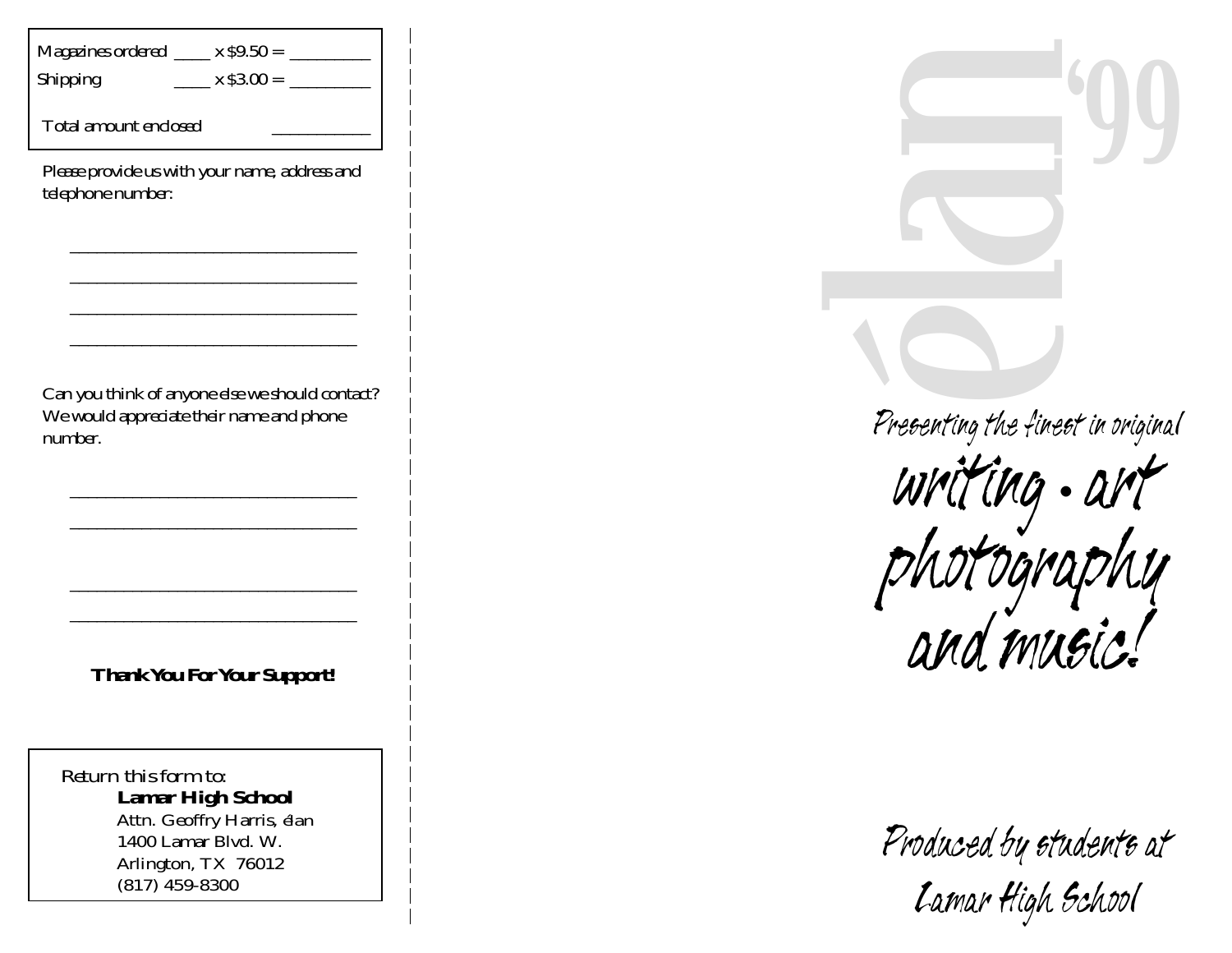Magazines ordered ____ x $9.50 = _________

Shipping ____ x $3.00 = _________

Total amount enclosed ___________

Please provide us with your name, address and telephone number:

_________________________________

_________________________________

_________________________________

_________________________________

Can you think of anyone else we should contact? We would appreciate their name and phone number.

_________________________________

_________________________________

_________________________________

_________________________________

**Thank You For Your Support!**

Return this form to:

**Lamar High School**
Attn. Geoffry Harris, élan
1400 Lamar Blvd. W.
Arlington, TX 76012
(817) 459-8300

# élan '99

*Presenting the finest in original*

*writing • art photography and music!*

*Produced by students at Lamar High School*